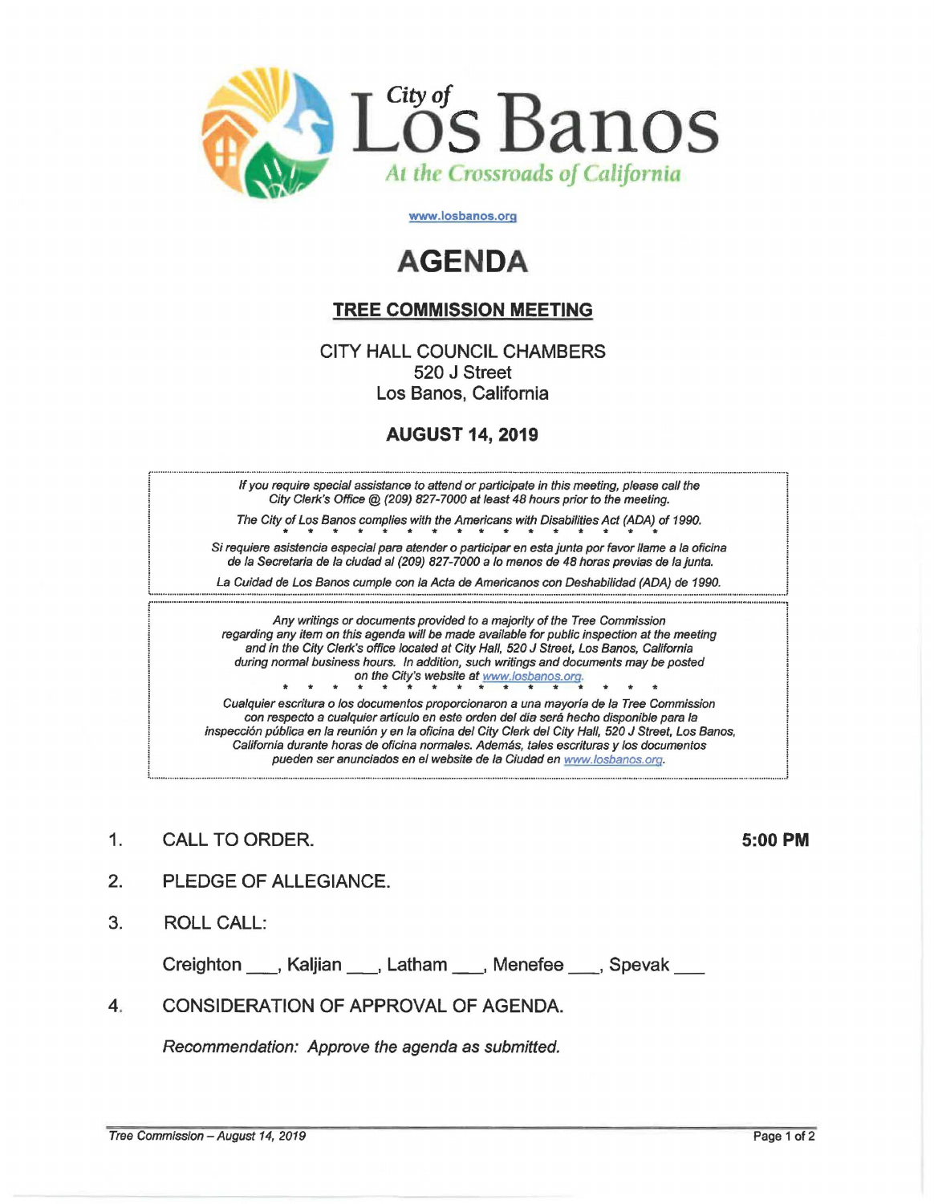City of Los Banos

*At the Crossroads of California*

www.losbanos.org

# AGENDA

## TREE COMMISSION MEETING

CITY HALL COUNCIL CHAMBERS
520 J Street
Los Banos, California

**AUGUST 14, 2019**

*If you require special assistance to attend or participate in this meeting, please call the City Clerk's Office @ (209) 827-7000 at least 48 hours prior to the meeting.*

*The City of Los Banos complies with the Americans with Disabilities Act (ADA) of 1990.*

* * * * * * * * * * * * * * * *

*Si requiere asistencia especial para atender o participar en esta junta por favor llame a la oficina de la Secretaria de la ciudad al (209) 827-7000 a lo menos de 48 horas previas de la junta.*

*La Cuidad de Los Banos cumple con la Acta de Americanos con Deshabilidad (ADA) de 1990.*

*Any writings or documents provided to a majority of the Tree Commission regarding any item on this agenda will be made available for public inspection at the meeting and in the City Clerk's office located at City Hall, 520 J Street, Los Banos, California during normal business hours. In addition, such writings and documents may be posted on the City's website at www.losbanos.org.*

* * * * * * * * * * * * * * * *

*Cualquier escritura o los documentos proporcionaron a una mayoría de la Tree Commission con respecto a cualquier artículo en este orden del dia será hecho disponible para la inspección pública en la reunión y en la oficina del City Clerk del City Hall, 520 J Street, Los Banos, California durante horas de oficina normales. Además, tales escrituras y los documentos pueden ser anunciados en el website de la Ciudad en www.losbanos.org.*

1. CALL TO ORDER. **5:00 PM**

2. PLEDGE OF ALLEGIANCE.

3. ROLL CALL:

   Creighton ___, Kaljian ___, Latham ___, Menefee ___, Spevak ___

4. CONSIDERATION OF APPROVAL OF AGENDA.

   *Recommendation: Approve the agenda as submitted.*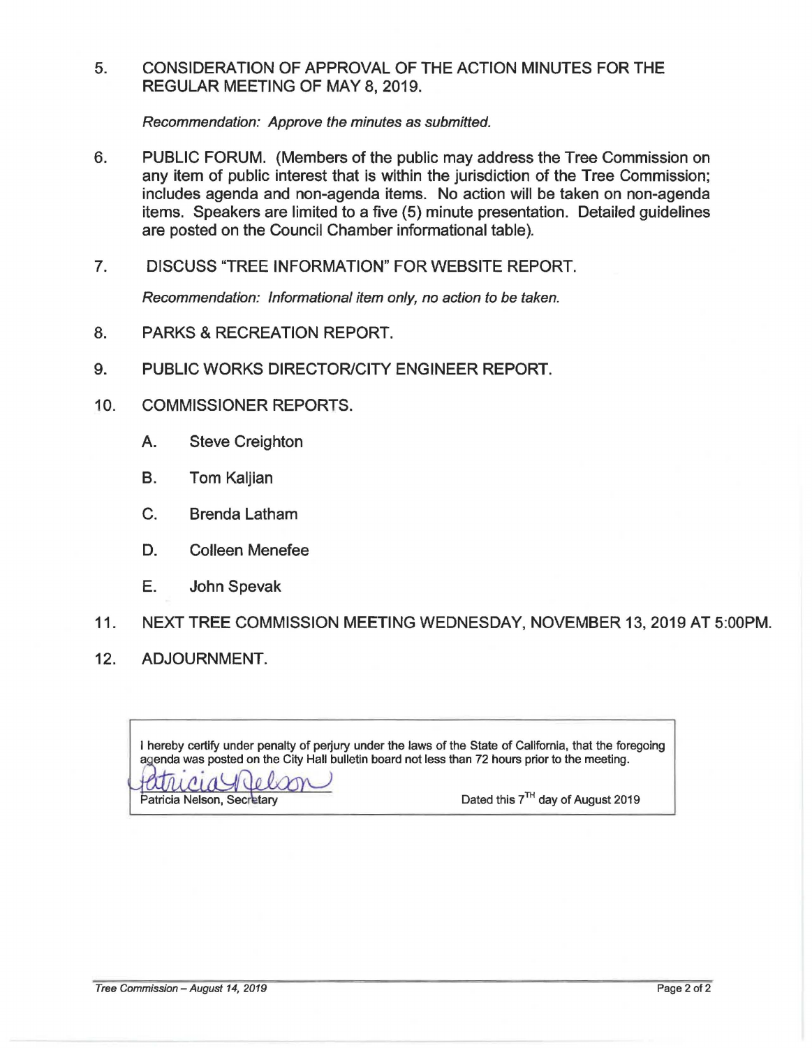5. CONSIDERATION OF APPROVAL OF THE ACTION MINUTES FOR THE REGULAR MEETING OF MAY 8, 2019.

   *Recommendation: Approve the minutes as submitted.*

6. PUBLIC FORUM. (Members of the public may address the Tree Commission on any item of public interest that is within the jurisdiction of the Tree Commission; includes agenda and non-agenda items. No action will be taken on non-agenda items. Speakers are limited to a five (5) minute presentation. Detailed guidelines are posted on the Council Chamber informational table).

7. DISCUSS "TREE INFORMATION" FOR WEBSITE REPORT.

   *Recommendation: Informational item only, no action to be taken.*

8. PARKS & RECREATION REPORT.

9. PUBLIC WORKS DIRECTOR/CITY ENGINEER REPORT.

10. COMMISSIONER REPORTS.

    A. Steve Creighton

    B. Tom Kaljian

    C. Brenda Latham

    D. Colleen Menefee

    E. John Spevak

11. NEXT TREE COMMISSION MEETING WEDNESDAY, NOVEMBER 13, 2019 AT 5:00PM.

12. ADJOURNMENT.

I hereby certify under penalty of perjury under the laws of the State of California, that the foregoing agenda was posted on the City Hall bulletin board not less than 72 hours prior to the meeting.

Patricia Nelson

Patricia Nelson, Secretary

Dated this 7TH day of August 2019